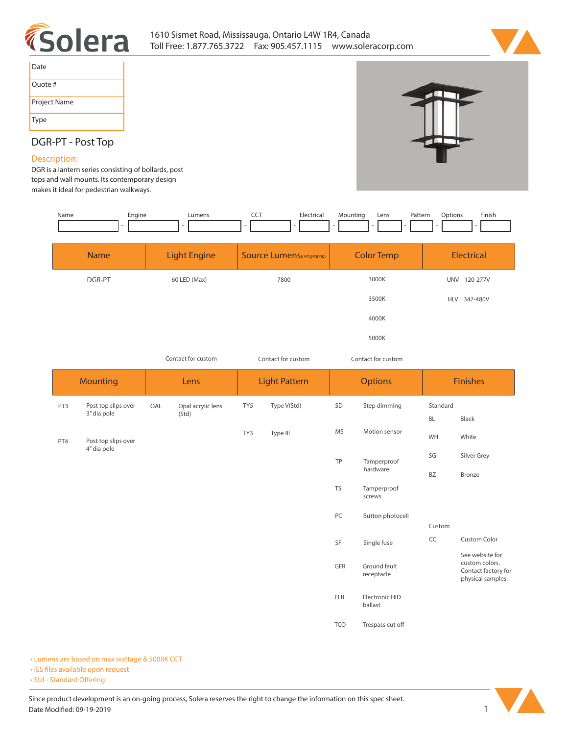# Solera

1610 Sismet Road, Mississauga, Ontario L4W 1R4, Canada
Toll Free: 1.877.765.3722 Fax: 905.457.1115 www.soleracorp.com

| Date |
|---|
| Quote # |
| Project Name |
| Type |

## DGR-PT - Post Top

### Description:

DGR is a lantern series consisting of bollards, post tops and wall mounts. Its contemporary design makes it ideal for pedestrian walkways.

| Name | Engine | Lumens | CCT | Electrical | Mounting | Lens | Pattern | Options | Finish |
|---|---|---|---|---|---|---|---|---|---|
| | | | | | | | | | |

| Name | Light Engine | Source Lumens (LED)(5000K) | Color Temp | Electrical |
|---|---|---|---|---|
| DGR-PT | 60 LED (Max) | 7800 | 3000K | UNV 120-277V |
| | | | 3500K | HLV 347-480V |
| | | | 4000K | |
| | | | 5000K | |
| | Contact for custom | Contact for custom | Contact for custom | |

| Mounting | | Lens | | Light Pattern | | Options | | Finishes | |
|---|---|---|---|---|---|---|---|---|---|
| PT3 | Post top slips over 3" dia pole | OAL | Opal acrylic lens (Std) | TY5 | Type V(Std) | SD | Step dimming | Standard | |
| PT4 | Post top slips over 4" dia pole | | | TY3 | Type III | MS | Motion sensor | BL | Black |
| | | | | | | TP | Tamperproof hardware | WH | White |
| | | | | | | TS | Tamperproof screws | SG | Silver Grey |
| | | | | | | PC | Button photocell | BZ | Bronze |
| | | | | | | SF | Single fuse | Custom | |
| | | | | | | GFR | Ground fault receptacle | CC | Custom Color |
| | | | | | | ELB | Electronic HID ballast | | See website for custom colors. Contact factory for physical samples. |
| | | | | | | TCO | Trespass cut off | | |

- Lumens are based on max wattage & 5000K CCT
- IES files available upon request
- Std - Standard Offering

Since product development is an on-going process, Solera reserves the right to change the information on this spec sheet.
Date Modified: 09-19-2019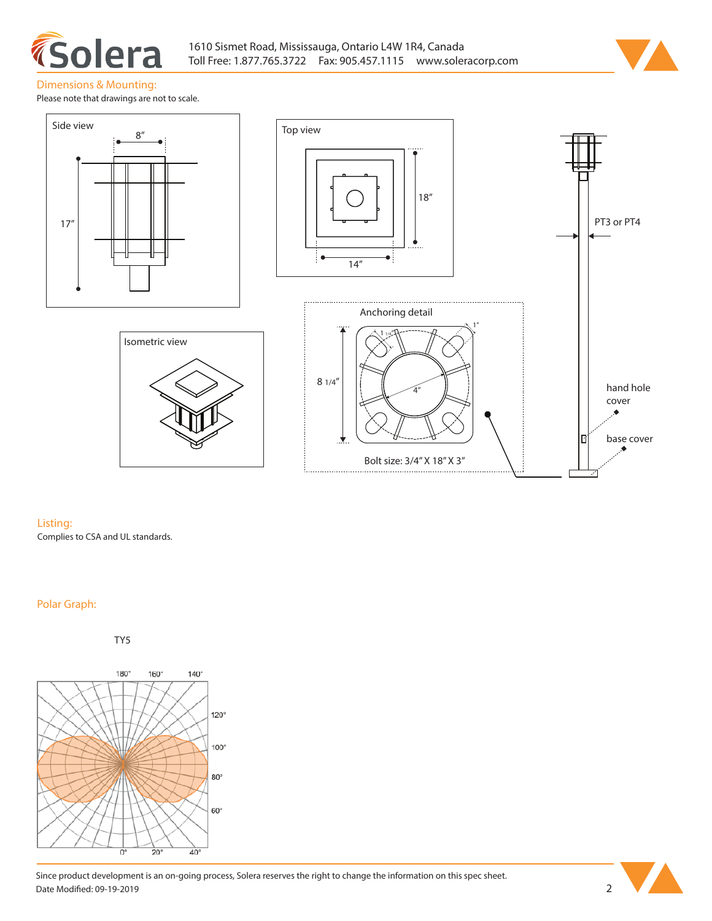1610 Sismet Road, Mississauga, Ontario L4W 1R4, Canada
Toll Free: 1.877.765.3722 Fax: 905.457.1115 www.soleracorp.com

## Dimensions & Mounting:

Please note that drawings are not to scale.

Side view

8″

17″

Top view

18″

14″

PT3 or PT4

Isometric view

Anchoring detail

1″

1 1/4″

8 1/4″

4″

Bolt size: 3/4″ X 18″ X 3″

hand hole cover

base cover

## Listing:

Complies to CSA and UL standards.

## Polar Graph:

TY5

180° 160° 140°

120°

100°

80°

60°

0° 20° 40°

Since product development is an on-going process, Solera reserves the right to change the information on this spec sheet.
Date Modified: 09-19-2019